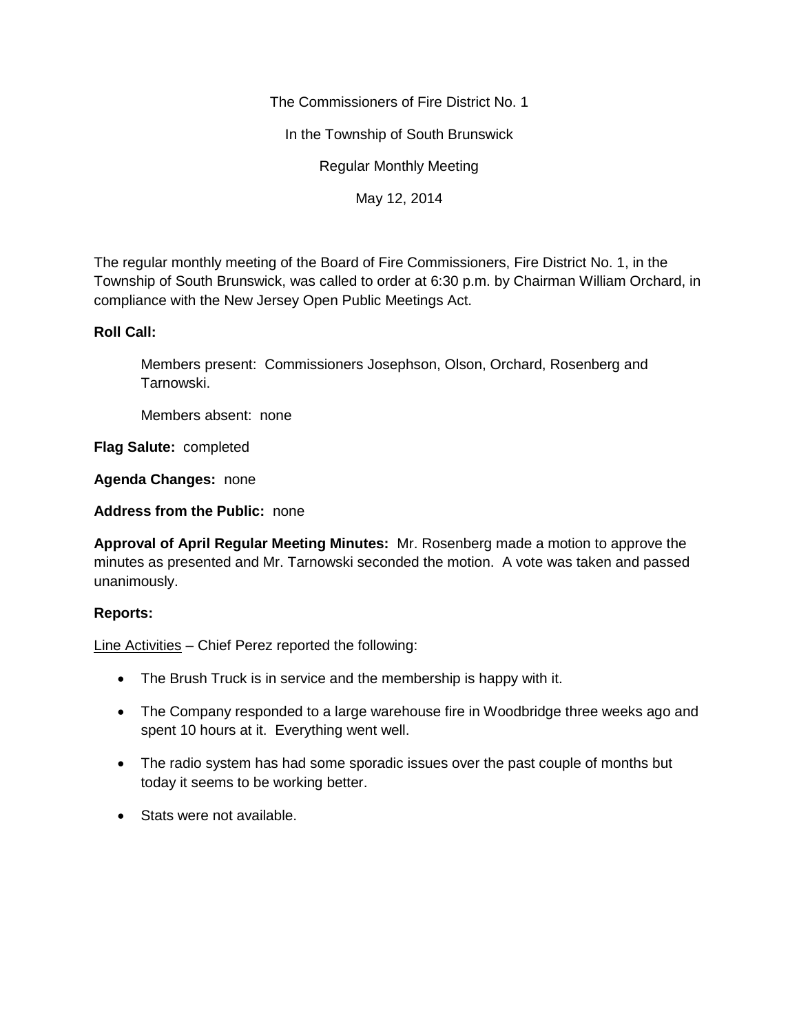The Commissioners of Fire District No. 1

In the Township of South Brunswick

Regular Monthly Meeting

May 12, 2014

The regular monthly meeting of the Board of Fire Commissioners, Fire District No. 1, in the Township of South Brunswick, was called to order at 6:30 p.m. by Chairman William Orchard, in compliance with the New Jersey Open Public Meetings Act.

**Roll Call:**

Members present: Commissioners Josephson, Olson, Orchard, Rosenberg and Tarnowski.

Members absent: none

**Flag Salute:** completed

**Agenda Changes:** none

**Address from the Public:** none

**Approval of April Regular Meeting Minutes:** Mr. Rosenberg made a motion to approve the minutes as presented and Mr. Tarnowski seconded the motion. A vote was taken and passed unanimously.

**Reports:**

<u>Line Activities</u> – Chief Perez reported the following:

- The Brush Truck is in service and the membership is happy with it.
- The Company responded to a large warehouse fire in Woodbridge three weeks ago and spent 10 hours at it. Everything went well.
- The radio system has had some sporadic issues over the past couple of months but today it seems to be working better.
- Stats were not available.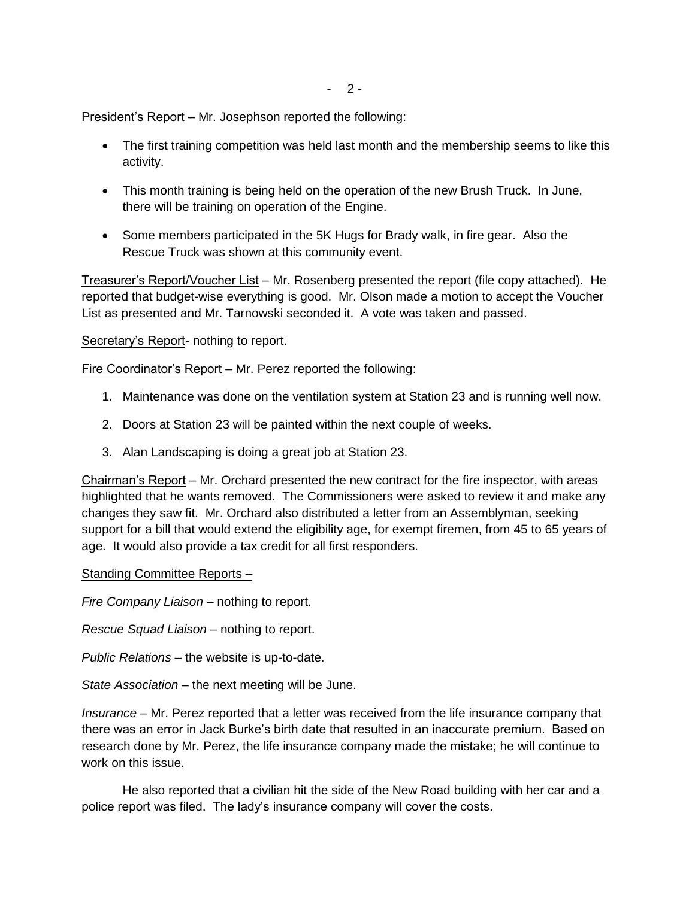<u>President's Report</u> – Mr. Josephson reported the following:

- The first training competition was held last month and the membership seems to like this activity.
- This month training is being held on the operation of the new Brush Truck. In June, there will be training on operation of the Engine.
- Some members participated in the 5K Hugs for Brady walk, in fire gear. Also the Rescue Truck was shown at this community event.

<u>Treasurer's Report/Voucher List</u> – Mr. Rosenberg presented the report (file copy attached). He reported that budget-wise everything is good. Mr. Olson made a motion to accept the Voucher List as presented and Mr. Tarnowski seconded it. A vote was taken and passed.

<u>Secretary's Report</u>- nothing to report.

<u>Fire Coordinator's Report</u> – Mr. Perez reported the following:

1. Maintenance was done on the ventilation system at Station 23 and is running well now.
2. Doors at Station 23 will be painted within the next couple of weeks.
3. Alan Landscaping is doing a great job at Station 23.

<u>Chairman's Report</u> – Mr. Orchard presented the new contract for the fire inspector, with areas highlighted that he wants removed. The Commissioners were asked to review it and make any changes they saw fit. Mr. Orchard also distributed a letter from an Assemblyman, seeking support for a bill that would extend the eligibility age, for exempt firemen, from 45 to 65 years of age. It would also provide a tax credit for all first responders.

<u>Standing Committee Reports –</u>

*Fire Company Liaison* – nothing to report.

*Rescue Squad Liaison* – nothing to report.

*Public Relations* – the website is up-to-date.

*State Association* – the next meeting will be June.

*Insurance* – Mr. Perez reported that a letter was received from the life insurance company that there was an error in Jack Burke's birth date that resulted in an inaccurate premium. Based on research done by Mr. Perez, the life insurance company made the mistake; he will continue to work on this issue.

He also reported that a civilian hit the side of the New Road building with her car and a police report was filed. The lady's insurance company will cover the costs.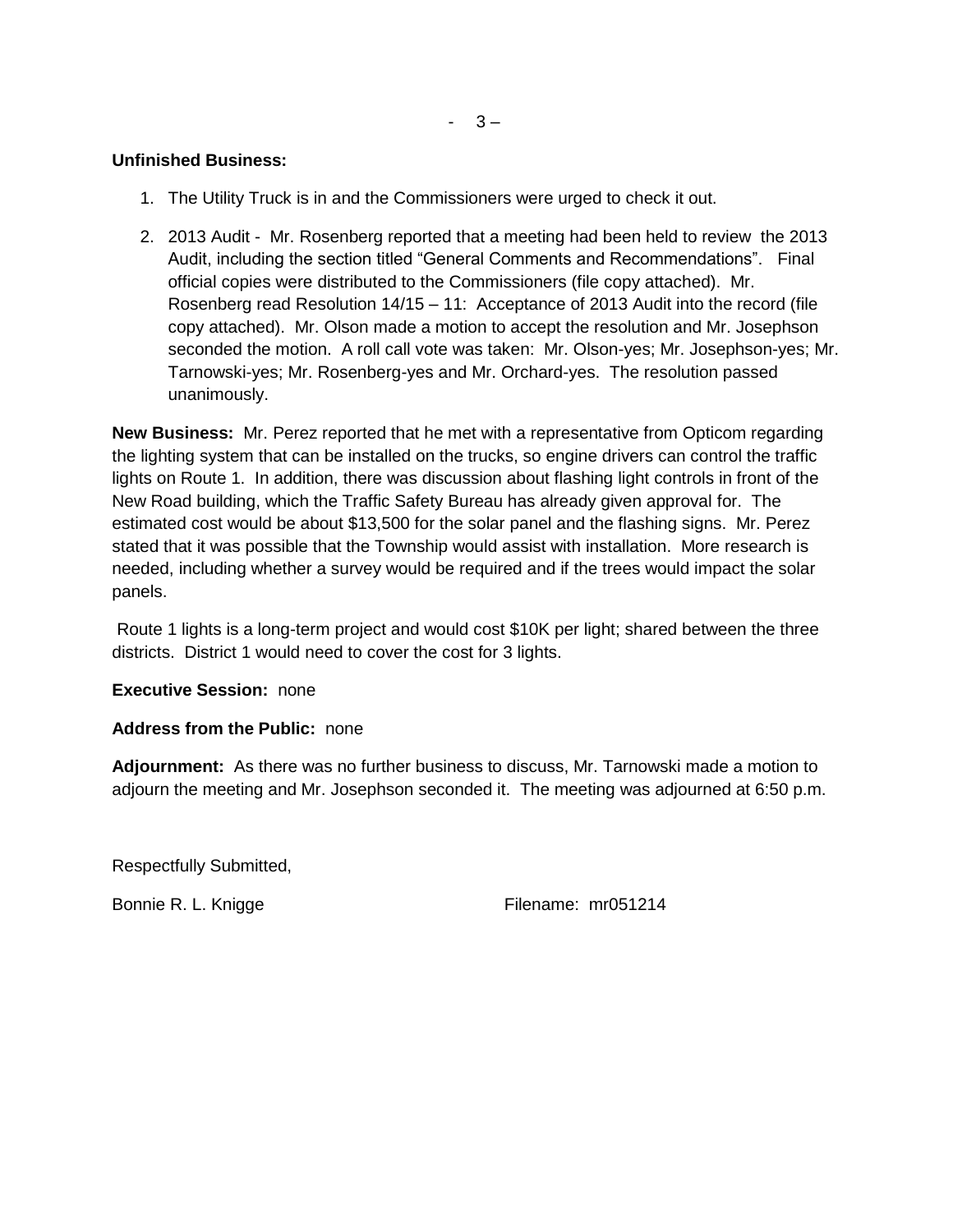**Unfinished Business:**

1. The Utility Truck is in and the Commissioners were urged to check it out.

2. 2013 Audit - Mr. Rosenberg reported that a meeting had been held to review the 2013 Audit, including the section titled "General Comments and Recommendations". Final official copies were distributed to the Commissioners (file copy attached). Mr. Rosenberg read Resolution 14/15 – 11: Acceptance of 2013 Audit into the record (file copy attached). Mr. Olson made a motion to accept the resolution and Mr. Josephson seconded the motion. A roll call vote was taken: Mr. Olson-yes; Mr. Josephson-yes; Mr. Tarnowski-yes; Mr. Rosenberg-yes and Mr. Orchard-yes. The resolution passed unanimously.

**New Business:** Mr. Perez reported that he met with a representative from Opticom regarding the lighting system that can be installed on the trucks, so engine drivers can control the traffic lights on Route 1. In addition, there was discussion about flashing light controls in front of the New Road building, which the Traffic Safety Bureau has already given approval for. The estimated cost would be about $13,500 for the solar panel and the flashing signs. Mr. Perez stated that it was possible that the Township would assist with installation. More research is needed, including whether a survey would be required and if the trees would impact the solar panels.

Route 1 lights is a long-term project and would cost $10K per light; shared between the three districts. District 1 would need to cover the cost for 3 lights.

**Executive Session:** none

**Address from the Public:** none

**Adjournment:** As there was no further business to discuss, Mr. Tarnowski made a motion to adjourn the meeting and Mr. Josephson seconded it. The meeting was adjourned at 6:50 p.m.

Respectfully Submitted,

Bonnie R. L. Knigge — Filename: mr051214